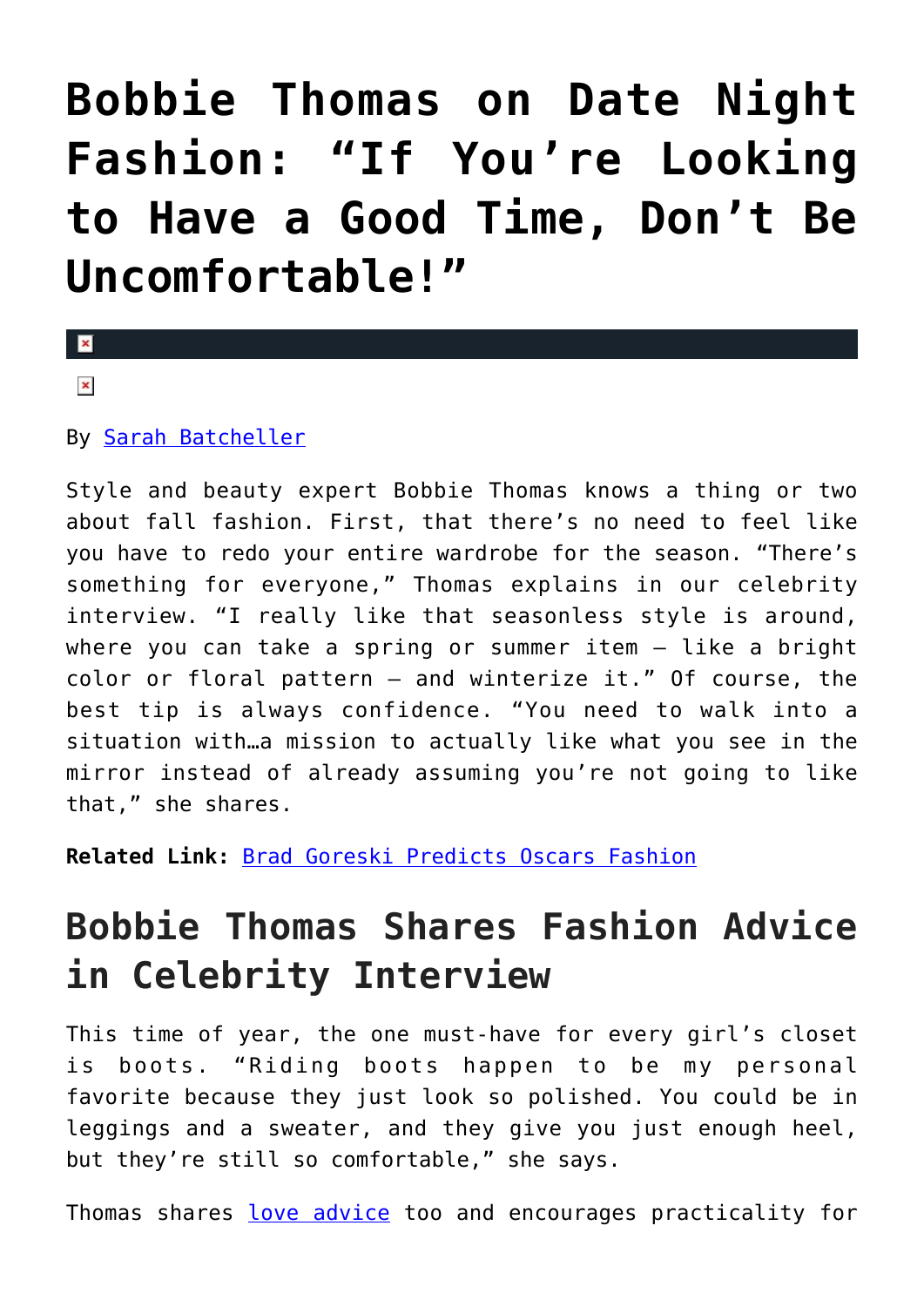# Bobbie Thomas on Date Night Fashion: “If You’re Looking to Have a Good Time, Don’t Be Uncomfortable!”

By Sarah Batcheller

Style and beauty expert Bobbie Thomas knows a thing or two about fall fashion. First, that there’s no need to feel like you have to redo your entire wardrobe for the season. “There’s something for everyone,” Thomas explains in our celebrity interview. “I really like that seasonless style is around, where you can take a spring or summer item – like a bright color or floral pattern – and winterize it.” Of course, the best tip is always confidence. “You need to walk into a situation with…a mission to actually like what you see in the mirror instead of already assuming you’re not going to like that,” she shares.

**Related Link:** Brad Goreski Predicts Oscars Fashion

## Bobbie Thomas Shares Fashion Advice in Celebrity Interview

This time of year, the one must-have for every girl’s closet is boots. “Riding boots happen to be my personal favorite because they just look so polished. You could be in leggings and a sweater, and they give you just enough heel, but they’re still so comfortable,” she says.

Thomas shares love advice too and encourages practicality for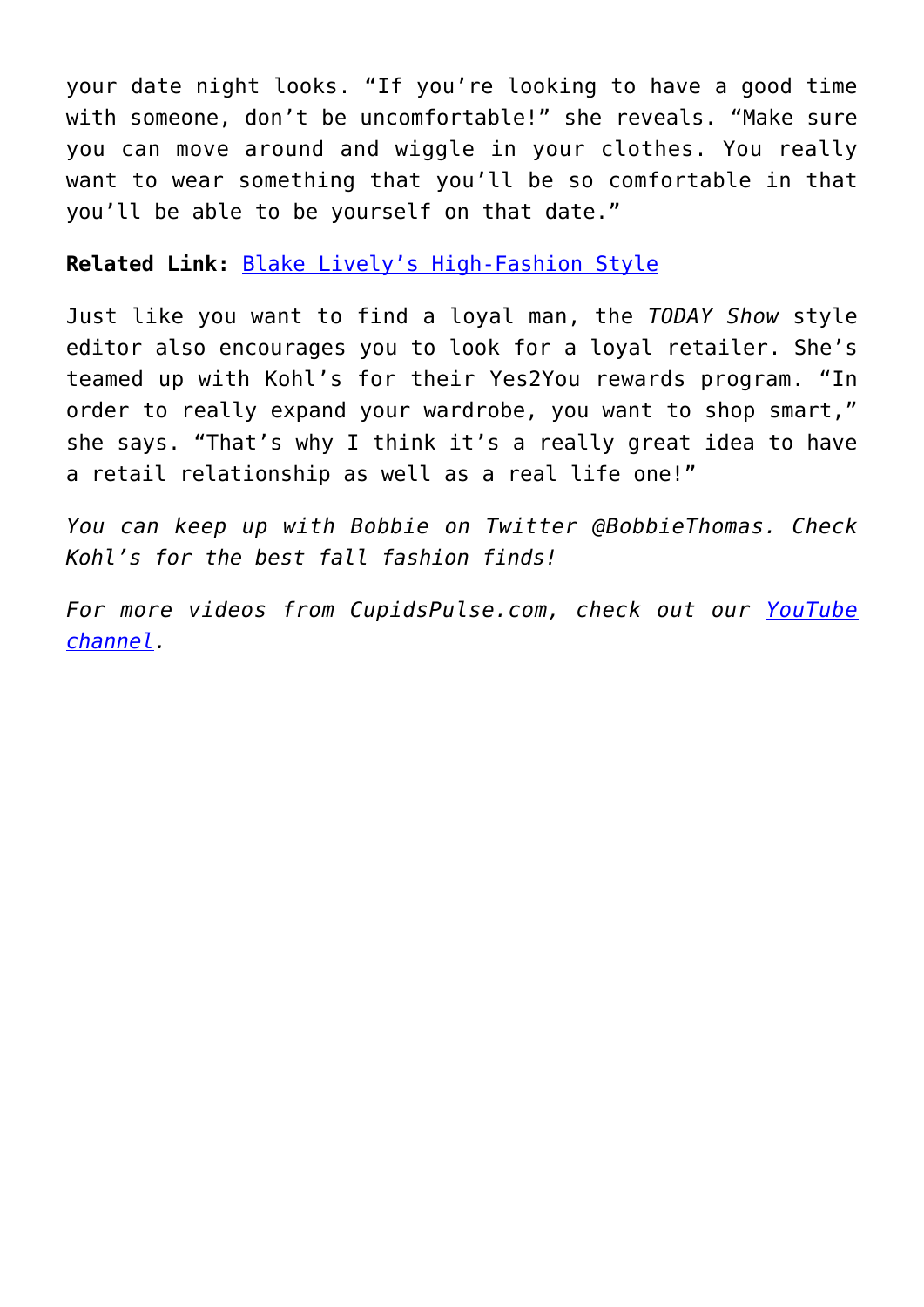your date night looks. "If you're looking to have a good time with someone, don't be uncomfortable!" she reveals. "Make sure you can move around and wiggle in your clothes. You really want to wear something that you'll be so comfortable in that you'll be able to be yourself on that date."

**Related Link:** Blake Lively's High-Fashion Style

Just like you want to find a loyal man, the *TODAY Show* style editor also encourages you to look for a loyal retailer. She's teamed up with Kohl's for their Yes2You rewards program. "In order to really expand your wardrobe, you want to shop smart," she says. "That's why I think it's a really great idea to have a retail relationship as well as a real life one!"

*You can keep up with Bobbie on Twitter @BobbieThomas. Check Kohl's for the best fall fashion finds!*

*For more videos from CupidsPulse.com, check out our YouTube channel.*